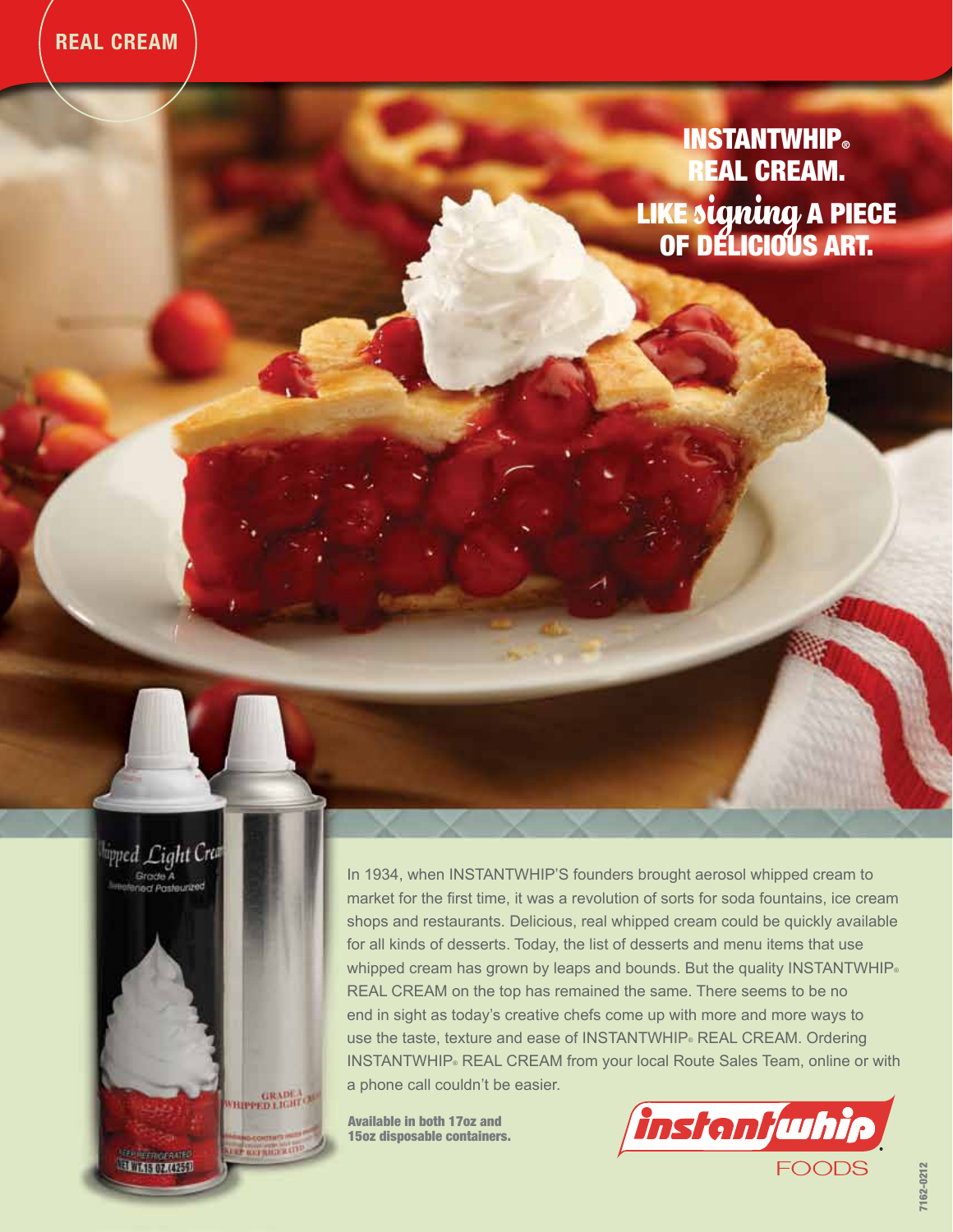REAL CREAM

# INSTANTWHIP® REAL CREAM. LIKE *signing* A PIECE OF DELICIOUS ART.

In 1934, when INSTANTWHIP'S founders brought aerosol whipped cream to market for the first time, it was a revolution of sorts for soda fountains, ice cream shops and restaurants. Delicious, real whipped cream could be quickly available for all kinds of desserts. Today, the list of desserts and menu items that use whipped cream has grown by leaps and bounds. But the quality INSTANTWHIP® REAL CREAM on the top has remained the same. There seems to be no end in sight as today's creative chefs come up with more and more ways to use the taste, texture and ease of INSTANTWHIP® REAL CREAM. Ordering INSTANTWHIP® REAL CREAM from your local Route Sales Team, online or with a phone call couldn't be easier.

**Available in both 17oz and 15oz disposable containers.**

instantwhip. FOODS

7162-0212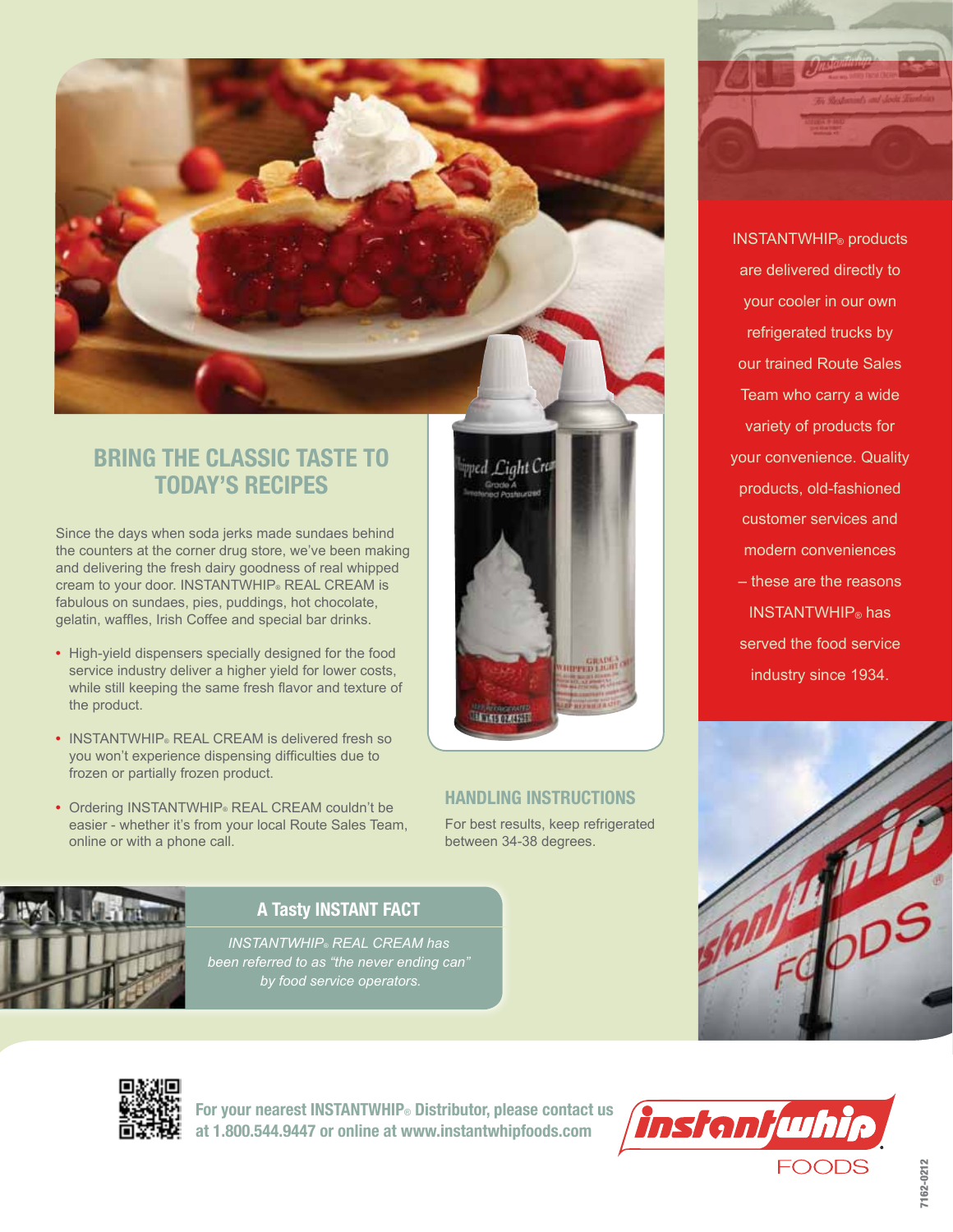## BRING THE CLASSIC TASTE TO TODAY'S RECIPES

Since the days when soda jerks made sundaes behind the counters at the corner drug store, we've been making and delivering the fresh dairy goodness of real whipped cream to your door. INSTANTWHIP® REAL CREAM is fabulous on sundaes, pies, puddings, hot chocolate, gelatin, waffles, Irish Coffee and special bar drinks.

- High-yield dispensers specially designed for the food service industry deliver a higher yield for lower costs, while still keeping the same fresh flavor and texture of the product.
- INSTANTWHIP® REAL CREAM is delivered fresh so you won't experience dispensing difficulties due to frozen or partially frozen product.
- Ordering INSTANTWHIP® REAL CREAM couldn't be easier - whether it's from your local Route Sales Team, online or with a phone call.

### HANDLING INSTRUCTIONS

For best results, keep refrigerated between 34-38 degrees.

### A Tasty INSTANT FACT

*INSTANTWHIP® REAL CREAM has been referred to as "the never ending can" by food service operators.*

INSTANTWHIP® products are delivered directly to your cooler in our own refrigerated trucks by our trained Route Sales Team who carry a wide variety of products for your convenience. Quality products, old-fashioned customer services and modern conveniences – these are the reasons INSTANTWHIP® has served the food service industry since 1934.

**For your nearest INSTANTWHIP® Distributor, please contact us at 1.800.544.9447 or online at www.instantwhipfoods.com**

instantwhip FOODS

7162-0212